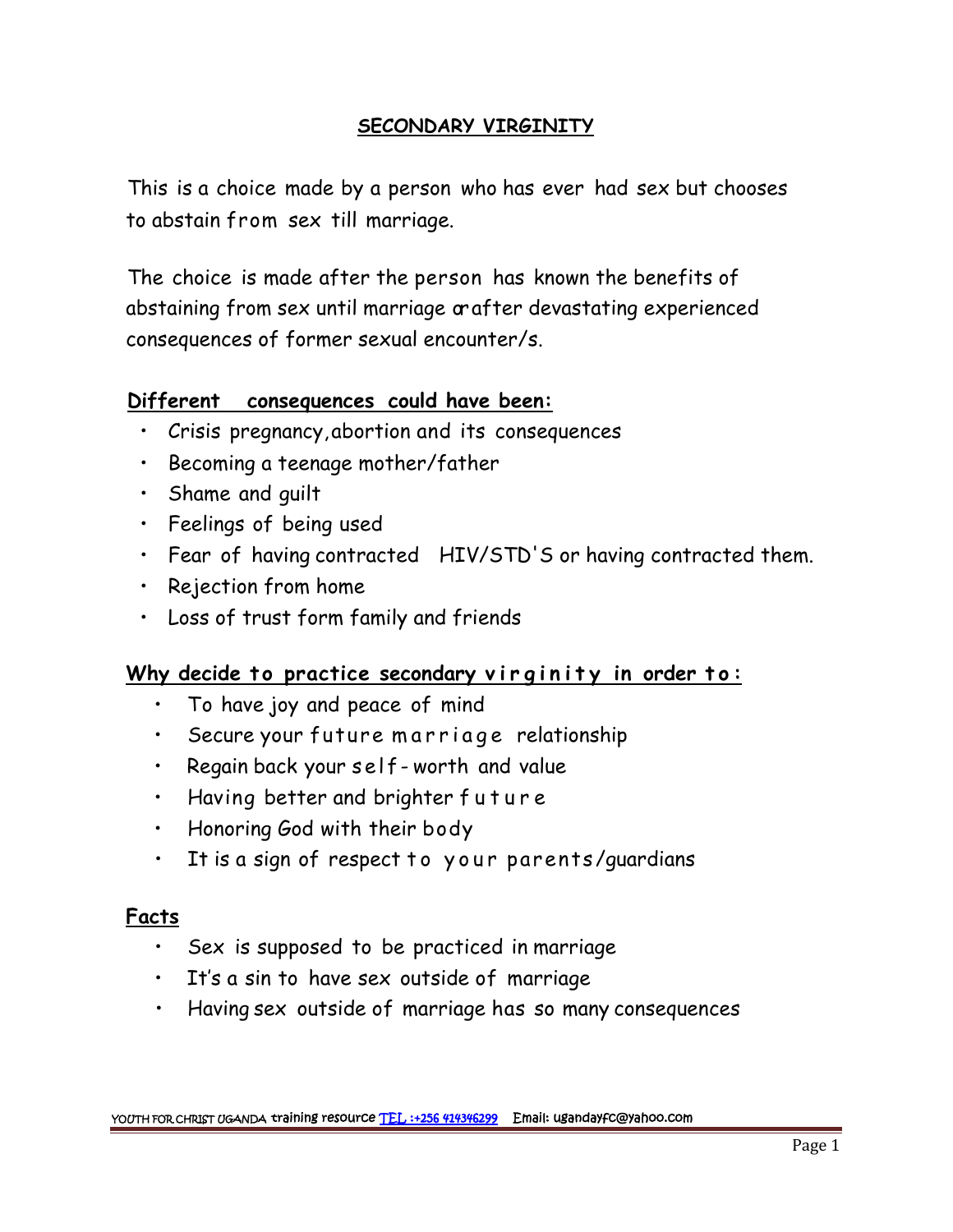## SECONDARY VIRGINITY

This is a choice made by a person who has ever had sex but chooses to abstain from sex till marriage.

The choice is made after the person has known the benefits of abstaining from sex until marriage or after devastating experienced consequences of former sexual encounter/s.

**Different consequences could have been:**

- Crisis pregnancy, abortion and its consequences
- Becoming a teenage mother/father
- Shame and guilt
- Feelings of being used
- Fear of having contracted HIV/STD'S or having contracted them.
- Rejection from home
- Loss of trust form family and friends

**Why decide to practice secondary virginity in order to:**

- To have joy and peace of mind
- Secure your future marriage relationship
- Regain back your self-worth and value
- Having better and brighter future
- Honoring God with their body
- It is a sign of respect to your parents/guardians

**Facts**

- Sex is supposed to be practiced in marriage
- It's a sin to have sex outside of marriage
- Having sex outside of marriage has so many consequences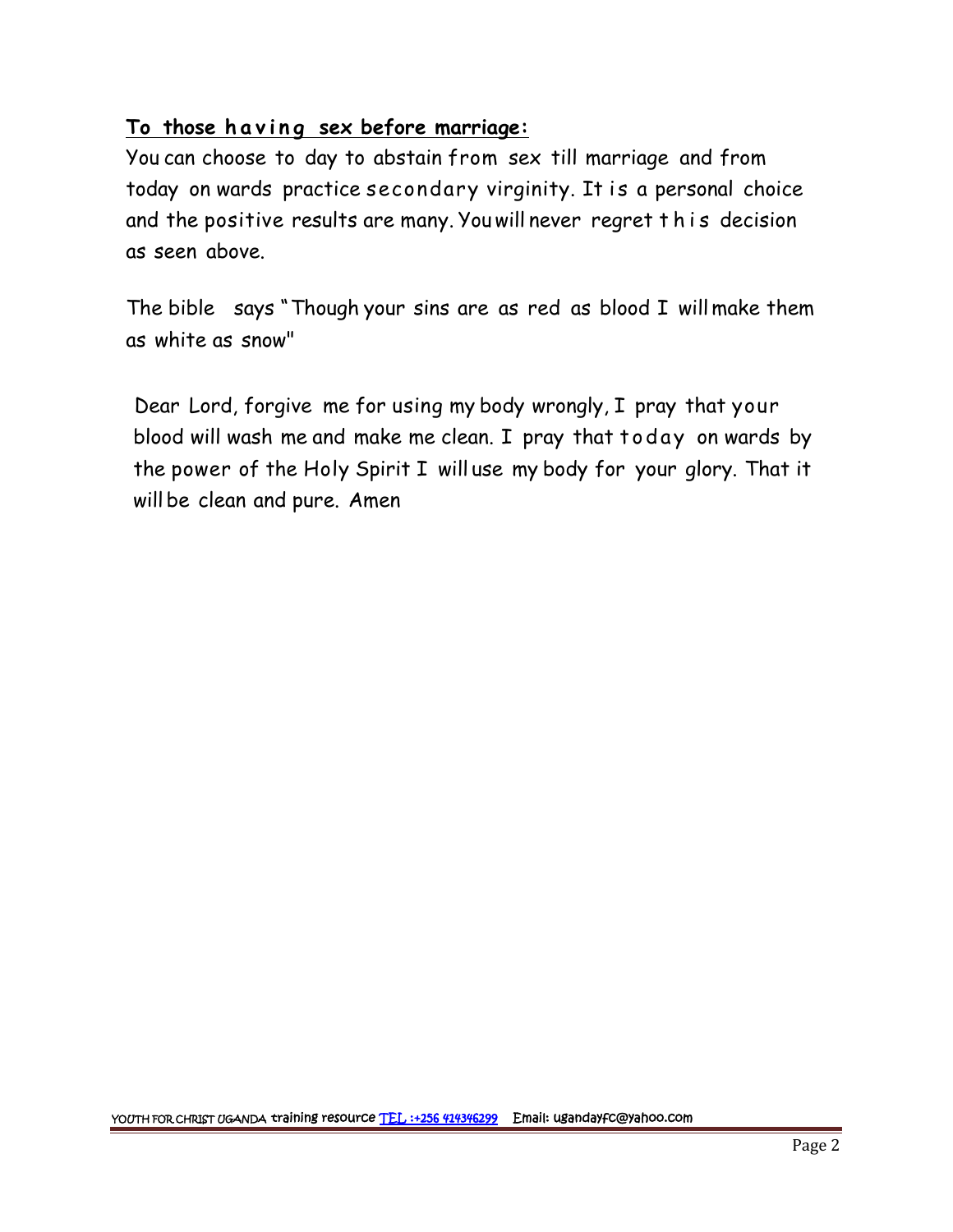**To those having sex before marriage:**

You can choose to day to abstain from sex till marriage and from today on wards practice secondary virginity. It is a personal choice and the positive results are many. You will never regret this decision as seen above.

The bible says "Though your sins are as red as blood I will make them as white as snow"

Dear Lord, forgive me for using my body wrongly, I pray that your blood will wash me and make me clean. I pray that today on wards by the power of the Holy Spirit I will use my body for your glory. That it will be clean and pure. Amen